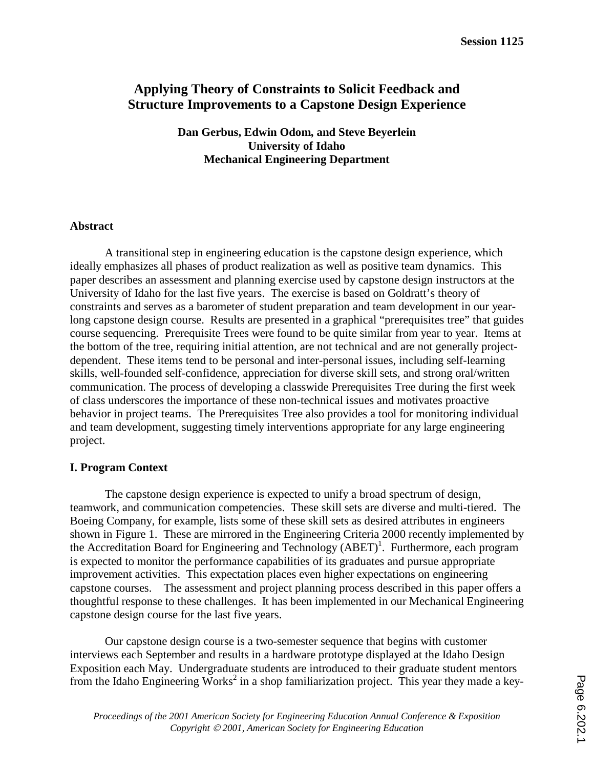# Applying Theory of Constraints to Solicit Feedback and Structure Improvements to a Capstone Design Experience

**Dan Gerbus, Edwin Odom, and Steve Beyerlein**
**University of Idaho**
**Mechanical Engineering Department**

## Abstract

A transitional step in engineering education is the capstone design experience, which ideally emphasizes all phases of product realization as well as positive team dynamics. This paper describes an assessment and planning exercise used by capstone design instructors at the University of Idaho for the last five years. The exercise is based on Goldratt's theory of constraints and serves as a barometer of student preparation and team development in our year-long capstone design course. Results are presented in a graphical "prerequisites tree" that guides course sequencing. Prerequisite Trees were found to be quite similar from year to year. Items at the bottom of the tree, requiring initial attention, are not technical and are not generally project-dependent. These items tend to be personal and inter-personal issues, including self-learning skills, well-founded self-confidence, appreciation for diverse skill sets, and strong oral/written communication. The process of developing a classwide Prerequisites Tree during the first week of class underscores the importance of these non-technical issues and motivates proactive behavior in project teams. The Prerequisites Tree also provides a tool for monitoring individual and team development, suggesting timely interventions appropriate for any large engineering project.

## I. Program Context

The capstone design experience is expected to unify a broad spectrum of design, teamwork, and communication competencies. These skill sets are diverse and multi-tiered. The Boeing Company, for example, lists some of these skill sets as desired attributes in engineers shown in Figure 1. These are mirrored in the Engineering Criteria 2000 recently implemented by the Accreditation Board for Engineering and Technology (ABET)[1]. Furthermore, each program is expected to monitor the performance capabilities of its graduates and pursue appropriate improvement activities. This expectation places even higher expectations on engineering capstone courses. The assessment and project planning process described in this paper offers a thoughtful response to these challenges. It has been implemented in our Mechanical Engineering capstone design course for the last five years.

Our capstone design course is a two-semester sequence that begins with customer interviews each September and results in a hardware prototype displayed at the Idaho Design Exposition each May. Undergraduate students are introduced to their graduate student mentors from the Idaho Engineering Works[2] in a shop familiarization project. This year they made a key-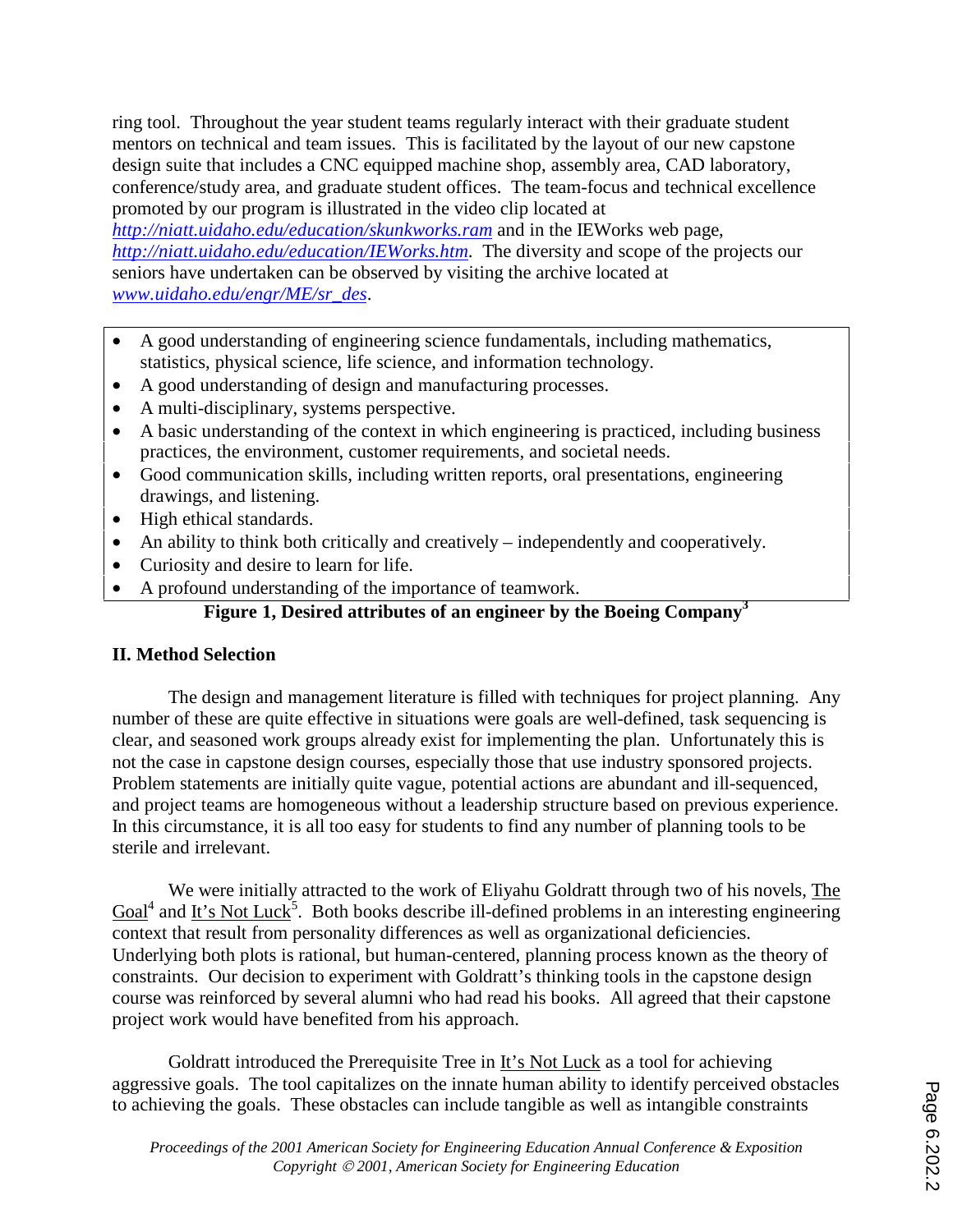ring tool. Throughout the year student teams regularly interact with their graduate student mentors on technical and team issues. This is facilitated by the layout of our new capstone design suite that includes a CNC equipped machine shop, assembly area, CAD laboratory, conference/study area, and graduate student offices. The team-focus and technical excellence promoted by our program is illustrated in the video clip located at *http://niatt.uidaho.edu/education/skunkworks.ram* and in the IEWorks web page, *http://niatt.uidaho.edu/education/IEWorks.htm*. The diversity and scope of the projects our seniors have undertaken can be observed by visiting the archive located at *www.uidaho.edu/engr/ME/sr_des*.

- A good understanding of engineering science fundamentals, including mathematics, statistics, physical science, life science, and information technology.
- A good understanding of design and manufacturing processes.
- A multi-disciplinary, systems perspective.
- A basic understanding of the context in which engineering is practiced, including business practices, the environment, customer requirements, and societal needs.
- Good communication skills, including written reports, oral presentations, engineering drawings, and listening.
- High ethical standards.
- An ability to think both critically and creatively – independently and cooperatively.
- Curiosity and desire to learn for life.
- A profound understanding of the importance of teamwork.

**Figure 1, Desired attributes of an engineer by the Boeing Company[3]**

## II. Method Selection

The design and management literature is filled with techniques for project planning. Any number of these are quite effective in situations were goals are well-defined, task sequencing is clear, and seasoned work groups already exist for implementing the plan. Unfortunately this is not the case in capstone design courses, especially those that use industry sponsored projects. Problem statements are initially quite vague, potential actions are abundant and ill-sequenced, and project teams are homogeneous without a leadership structure based on previous experience. In this circumstance, it is all too easy for students to find any number of planning tools to be sterile and irrelevant.

We were initially attracted to the work of Eliyahu Goldratt through two of his novels, The Goal[4] and It's Not Luck[5]. Both books describe ill-defined problems in an interesting engineering context that result from personality differences as well as organizational deficiencies. Underlying both plots is rational, but human-centered, planning process known as the theory of constraints. Our decision to experiment with Goldratt's thinking tools in the capstone design course was reinforced by several alumni who had read his books. All agreed that their capstone project work would have benefited from his approach.

Goldratt introduced the Prerequisite Tree in It's Not Luck as a tool for achieving aggressive goals. The tool capitalizes on the innate human ability to identify perceived obstacles to achieving the goals. These obstacles can include tangible as well as intangible constraints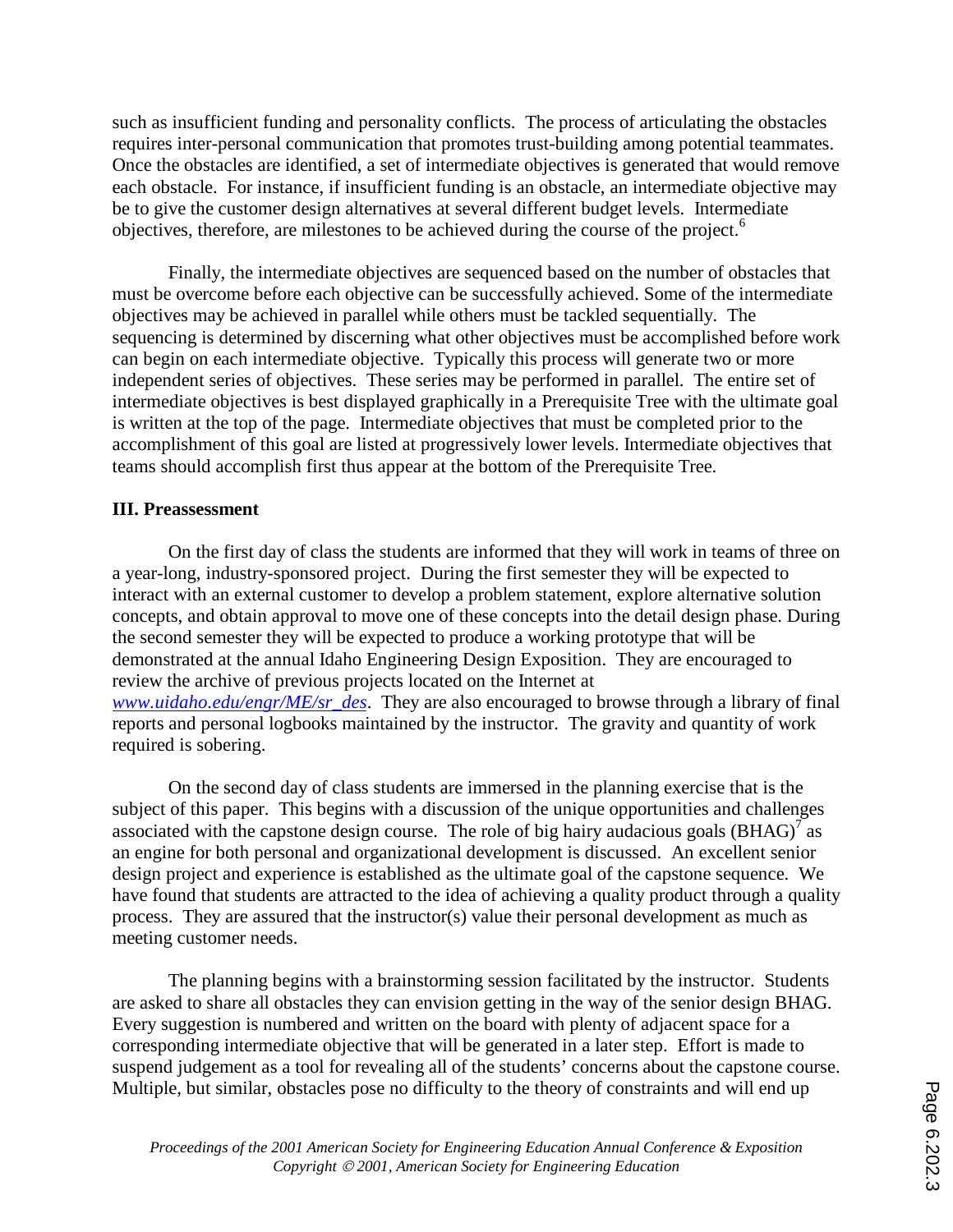such as insufficient funding and personality conflicts. The process of articulating the obstacles requires inter-personal communication that promotes trust-building among potential teammates. Once the obstacles are identified, a set of intermediate objectives is generated that would remove each obstacle. For instance, if insufficient funding is an obstacle, an intermediate objective may be to give the customer design alternatives at several different budget levels. Intermediate objectives, therefore, are milestones to be achieved during the course of the project.[6]

Finally, the intermediate objectives are sequenced based on the number of obstacles that must be overcome before each objective can be successfully achieved. Some of the intermediate objectives may be achieved in parallel while others must be tackled sequentially. The sequencing is determined by discerning what other objectives must be accomplished before work can begin on each intermediate objective. Typically this process will generate two or more independent series of objectives. These series may be performed in parallel. The entire set of intermediate objectives is best displayed graphically in a Prerequisite Tree with the ultimate goal is written at the top of the page. Intermediate objectives that must be completed prior to the accomplishment of this goal are listed at progressively lower levels. Intermediate objectives that teams should accomplish first thus appear at the bottom of the Prerequisite Tree.

## III. Preassessment

On the first day of class the students are informed that they will work in teams of three on a year-long, industry-sponsored project. During the first semester they will be expected to interact with an external customer to develop a problem statement, explore alternative solution concepts, and obtain approval to move one of these concepts into the detail design phase. During the second semester they will be expected to produce a working prototype that will be demonstrated at the annual Idaho Engineering Design Exposition. They are encouraged to review the archive of previous projects located on the Internet at *www.uidaho.edu/engr/ME/sr_des*. They are also encouraged to browse through a library of final reports and personal logbooks maintained by the instructor. The gravity and quantity of work required is sobering.

On the second day of class students are immersed in the planning exercise that is the subject of this paper. This begins with a discussion of the unique opportunities and challenges associated with the capstone design course. The role of big hairy audacious goals (BHAG)[7] as an engine for both personal and organizational development is discussed. An excellent senior design project and experience is established as the ultimate goal of the capstone sequence. We have found that students are attracted to the idea of achieving a quality product through a quality process. They are assured that the instructor(s) value their personal development as much as meeting customer needs.

The planning begins with a brainstorming session facilitated by the instructor. Students are asked to share all obstacles they can envision getting in the way of the senior design BHAG. Every suggestion is numbered and written on the board with plenty of adjacent space for a corresponding intermediate objective that will be generated in a later step. Effort is made to suspend judgement as a tool for revealing all of the students' concerns about the capstone course. Multiple, but similar, obstacles pose no difficulty to the theory of constraints and will end up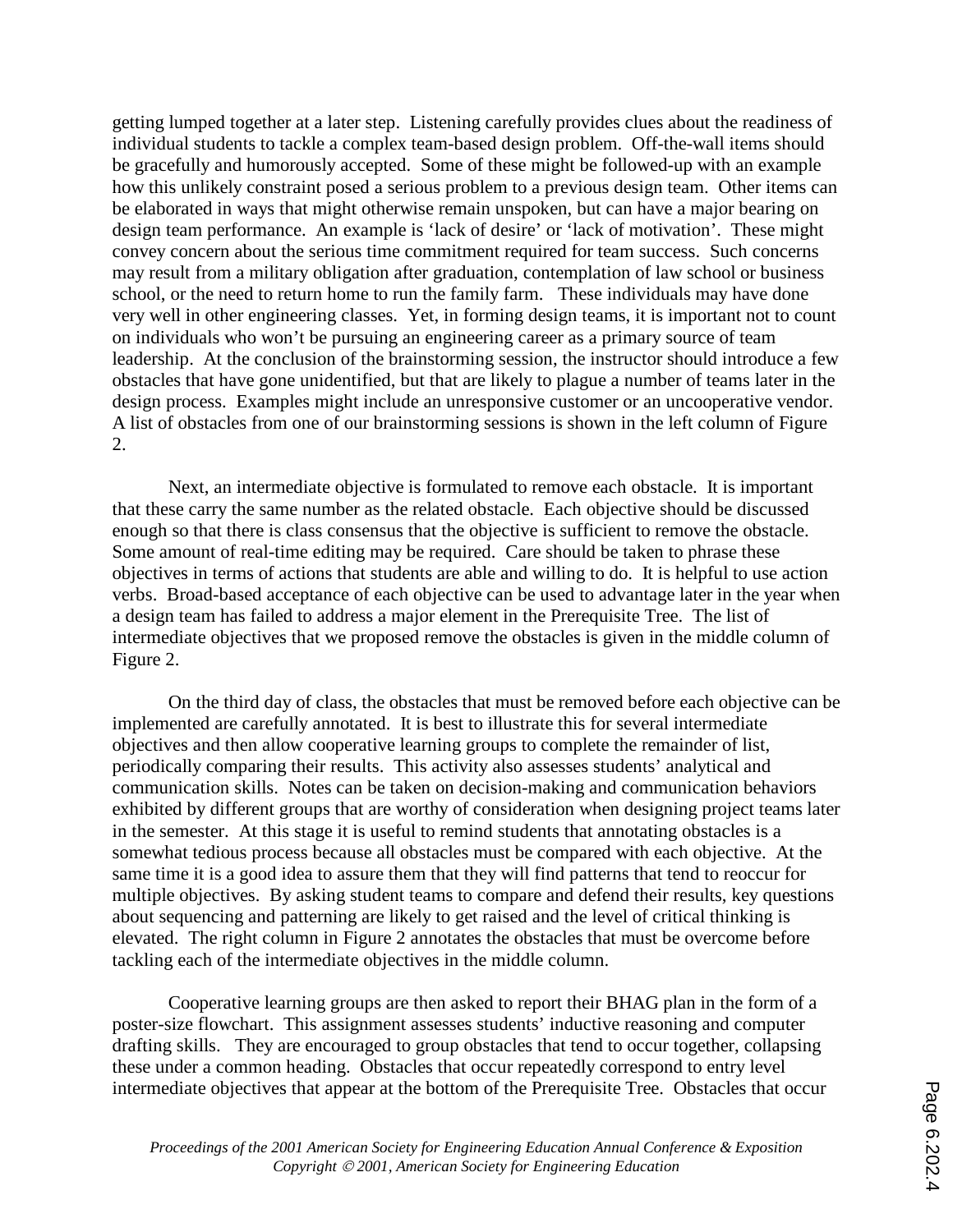getting lumped together at a later step. Listening carefully provides clues about the readiness of individual students to tackle a complex team-based design problem. Off-the-wall items should be gracefully and humorously accepted. Some of these might be followed-up with an example how this unlikely constraint posed a serious problem to a previous design team. Other items can be elaborated in ways that might otherwise remain unspoken, but can have a major bearing on design team performance. An example is 'lack of desire' or 'lack of motivation'. These might convey concern about the serious time commitment required for team success. Such concerns may result from a military obligation after graduation, contemplation of law school or business school, or the need to return home to run the family farm. These individuals may have done very well in other engineering classes. Yet, in forming design teams, it is important not to count on individuals who won't be pursuing an engineering career as a primary source of team leadership. At the conclusion of the brainstorming session, the instructor should introduce a few obstacles that have gone unidentified, but that are likely to plague a number of teams later in the design process. Examples might include an unresponsive customer or an uncooperative vendor. A list of obstacles from one of our brainstorming sessions is shown in the left column of Figure 2.

Next, an intermediate objective is formulated to remove each obstacle. It is important that these carry the same number as the related obstacle. Each objective should be discussed enough so that there is class consensus that the objective is sufficient to remove the obstacle. Some amount of real-time editing may be required. Care should be taken to phrase these objectives in terms of actions that students are able and willing to do. It is helpful to use action verbs. Broad-based acceptance of each objective can be used to advantage later in the year when a design team has failed to address a major element in the Prerequisite Tree. The list of intermediate objectives that we proposed remove the obstacles is given in the middle column of Figure 2.

On the third day of class, the obstacles that must be removed before each objective can be implemented are carefully annotated. It is best to illustrate this for several intermediate objectives and then allow cooperative learning groups to complete the remainder of list, periodically comparing their results. This activity also assesses students' analytical and communication skills. Notes can be taken on decision-making and communication behaviors exhibited by different groups that are worthy of consideration when designing project teams later in the semester. At this stage it is useful to remind students that annotating obstacles is a somewhat tedious process because all obstacles must be compared with each objective. At the same time it is a good idea to assure them that they will find patterns that tend to reoccur for multiple objectives. By asking student teams to compare and defend their results, key questions about sequencing and patterning are likely to get raised and the level of critical thinking is elevated. The right column in Figure 2 annotates the obstacles that must be overcome before tackling each of the intermediate objectives in the middle column.

Cooperative learning groups are then asked to report their BHAG plan in the form of a poster-size flowchart. This assignment assesses students' inductive reasoning and computer drafting skills. They are encouraged to group obstacles that tend to occur together, collapsing these under a common heading. Obstacles that occur repeatedly correspond to entry level intermediate objectives that appear at the bottom of the Prerequisite Tree. Obstacles that occur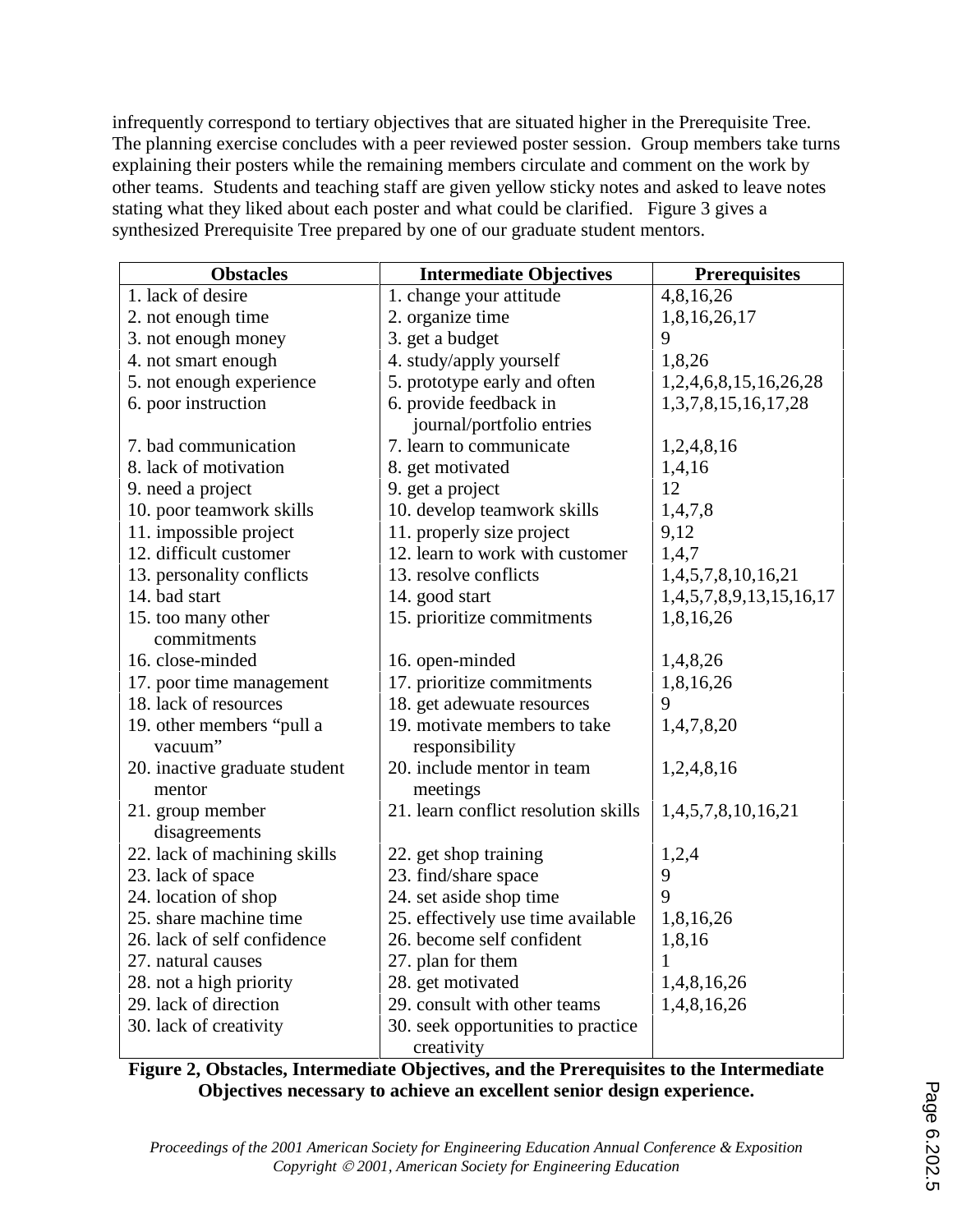infrequently correspond to tertiary objectives that are situated higher in the Prerequisite Tree. The planning exercise concludes with a peer reviewed poster session. Group members take turns explaining their posters while the remaining members circulate and comment on the work by other teams. Students and teaching staff are given yellow sticky notes and asked to leave notes stating what they liked about each poster and what could be clarified. Figure 3 gives a synthesized Prerequisite Tree prepared by one of our graduate student mentors.

| Obstacles | Intermediate Objectives | Prerequisites |
|---|---|---|
| 1. lack of desire | 1. change your attitude | 4,8,16,26 |
| 2. not enough time | 2. organize time | 1,8,16,26,17 |
| 3. not enough money | 3. get a budget | 9 |
| 4. not smart enough | 4. study/apply yourself | 1,8,26 |
| 5. not enough experience | 5. prototype early and often | 1,2,4,6,8,15,16,26,28 |
| 6. poor instruction | 6. provide feedback in journal/portfolio entries | 1,3,7,8,15,16,17,28 |
| 7. bad communication | 7. learn to communicate | 1,2,4,8,16 |
| 8. lack of motivation | 8. get motivated | 1,4,16 |
| 9. need a project | 9. get a project | 12 |
| 10. poor teamwork skills | 10. develop teamwork skills | 1,4,7,8 |
| 11. impossible project | 11. properly size project | 9,12 |
| 12. difficult customer | 12. learn to work with customer | 1,4,7 |
| 13. personality conflicts | 13. resolve conflicts | 1,4,5,7,8,10,16,21 |
| 14. bad start | 14. good start | 1,4,5,7,8,9,13,15,16,17 |
| 15. too many other commitments | 15. prioritize commitments | 1,8,16,26 |
| 16. close-minded | 16. open-minded | 1,4,8,26 |
| 17. poor time management | 17. prioritize commitments | 1,8,16,26 |
| 18. lack of resources | 18. get adewuate resources | 9 |
| 19. other members "pull a vacuum" | 19. motivate members to take responsibility | 1,4,7,8,20 |
| 20. inactive graduate student mentor | 20. include mentor in team meetings | 1,2,4,8,16 |
| 21. group member disagreements | 21. learn conflict resolution skills | 1,4,5,7,8,10,16,21 |
| 22. lack of machining skills | 22. get shop training | 1,2,4 |
| 23. lack of space | 23. find/share space | 9 |
| 24. location of shop | 24. set aside shop time | 9 |
| 25. share machine time | 25. effectively use time available | 1,8,16,26 |
| 26. lack of self confidence | 26. become self confident | 1,8,16 |
| 27. natural causes | 27. plan for them | 1 |
| 28. not a high priority | 28. get motivated | 1,4,8,16,26 |
| 29. lack of direction | 29. consult with other teams | 1,4,8,16,26 |
| 30. lack of creativity | 30. seek opportunities to practice creativity | |

**Figure 2, Obstacles, Intermediate Objectives, and the Prerequisites to the Intermediate Objectives necessary to achieve an excellent senior design experience.**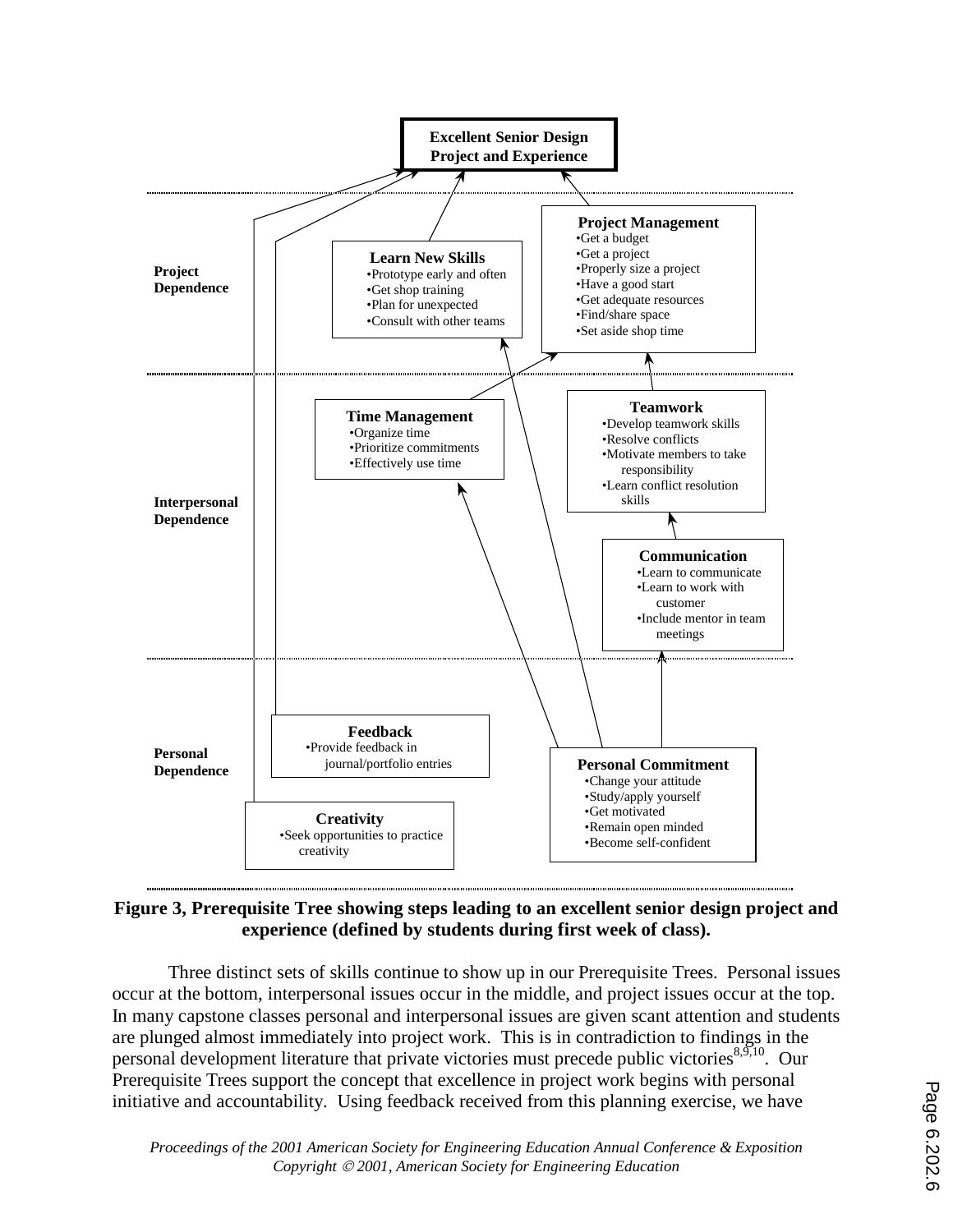**Excellent Senior Design Project and Experience**

**Project Dependence**

**Learn New Skills**
- Prototype early and often
- Get shop training
- Plan for unexpected
- Consult with other teams

**Project Management**
- Get a budget
- Get a project
- Properly size a project
- Have a good start
- Get adequate resources
- Find/share space
- Set aside shop time

**Interpersonal Dependence**

**Time Management**
- Organize time
- Prioritize commitments
- Effectively use time

**Teamwork**
- Develop teamwork skills
- Resolve conflicts
- Motivate members to take responsibility
- Learn conflict resolution skills

**Communication**
- Learn to communicate
- Learn to work with customer
- Include mentor in team meetings

**Personal Dependence**

**Feedback**
- Provide feedback in journal/portfolio entries

**Creativity**
- Seek opportunities to practice creativity

**Personal Commitment**
- Change your attitude
- Study/apply yourself
- Get motivated
- Remain open minded
- Become self-confident

**Figure 3, Prerequisite Tree showing steps leading to an excellent senior design project and experience (defined by students during first week of class).**

Three distinct sets of skills continue to show up in our Prerequisite Trees. Personal issues occur at the bottom, interpersonal issues occur in the middle, and project issues occur at the top. In many capstone classes personal and interpersonal issues are given scant attention and students are plunged almost immediately into project work. This is in contradiction to findings in the personal development literature that private victories must precede public victories[8,9,10]. Our Prerequisite Trees support the concept that excellence in project work begins with personal initiative and accountability. Using feedback received from this planning exercise, we have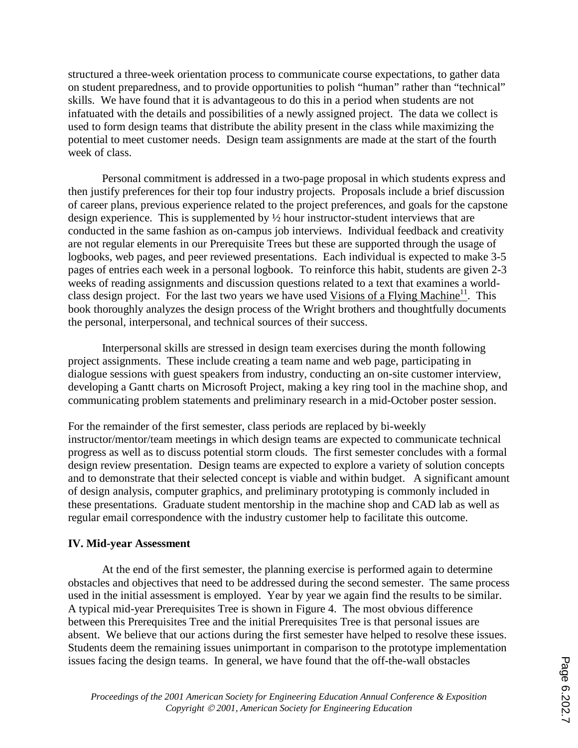structured a three-week orientation process to communicate course expectations, to gather data on student preparedness, and to provide opportunities to polish "human" rather than "technical" skills. We have found that it is advantageous to do this in a period when students are not infatuated with the details and possibilities of a newly assigned project. The data we collect is used to form design teams that distribute the ability present in the class while maximizing the potential to meet customer needs. Design team assignments are made at the start of the fourth week of class.

Personal commitment is addressed in a two-page proposal in which students express and then justify preferences for their top four industry projects. Proposals include a brief discussion of career plans, previous experience related to the project preferences, and goals for the capstone design experience. This is supplemented by ½ hour instructor-student interviews that are conducted in the same fashion as on-campus job interviews. Individual feedback and creativity are not regular elements in our Prerequisite Trees but these are supported through the usage of logbooks, web pages, and peer reviewed presentations. Each individual is expected to make 3-5 pages of entries each week in a personal logbook. To reinforce this habit, students are given 2-3 weeks of reading assignments and discussion questions related to a text that examines a world-class design project. For the last two years we have used Visions of a Flying Machine[11]. This book thoroughly analyzes the design process of the Wright brothers and thoughtfully documents the personal, interpersonal, and technical sources of their success.

Interpersonal skills are stressed in design team exercises during the month following project assignments. These include creating a team name and web page, participating in dialogue sessions with guest speakers from industry, conducting an on-site customer interview, developing a Gantt charts on Microsoft Project, making a key ring tool in the machine shop, and communicating problem statements and preliminary research in a mid-October poster session.

For the remainder of the first semester, class periods are replaced by bi-weekly instructor/mentor/team meetings in which design teams are expected to communicate technical progress as well as to discuss potential storm clouds. The first semester concludes with a formal design review presentation. Design teams are expected to explore a variety of solution concepts and to demonstrate that their selected concept is viable and within budget. A significant amount of design analysis, computer graphics, and preliminary prototyping is commonly included in these presentations. Graduate student mentorship in the machine shop and CAD lab as well as regular email correspondence with the industry customer help to facilitate this outcome.

## IV. Mid-year Assessment

At the end of the first semester, the planning exercise is performed again to determine obstacles and objectives that need to be addressed during the second semester. The same process used in the initial assessment is employed. Year by year we again find the results to be similar. A typical mid-year Prerequisites Tree is shown in Figure 4. The most obvious difference between this Prerequisites Tree and the initial Prerequisites Tree is that personal issues are absent. We believe that our actions during the first semester have helped to resolve these issues. Students deem the remaining issues unimportant in comparison to the prototype implementation issues facing the design teams. In general, we have found that the off-the-wall obstacles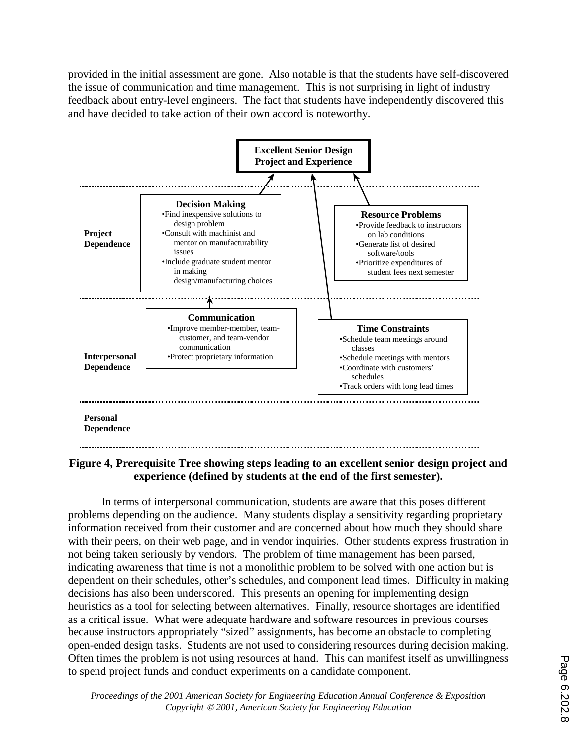provided in the initial assessment are gone. Also notable is that the students have self-discovered the issue of communication and time management. This is not surprising in light of industry feedback about entry-level engineers. The fact that students have independently discovered this and have decided to take action of their own accord is noteworthy.

**Excellent Senior Design Project and Experience**

**Project Dependence**

**Decision Making**
- Find inexpensive solutions to design problem
- Consult with machinist and mentor on manufacturability issues
- Include graduate student mentor in making design/manufacturing choices

**Resource Problems**
- Provide feedback to instructors on lab conditions
- Generate list of desired software/tools
- Prioritize expenditures of student fees next semester

**Interpersonal Dependence**

**Communication**
- Improve member-member, team-customer, and team-vendor communication
- Protect proprietary information

**Time Constraints**
- Schedule team meetings around classes
- Schedule meetings with mentors
- Coordinate with customers' schedules
- Track orders with long lead times

**Personal Dependence**

**Figure 4, Prerequisite Tree showing steps leading to an excellent senior design project and experience (defined by students at the end of the first semester).**

In terms of interpersonal communication, students are aware that this poses different problems depending on the audience. Many students display a sensitivity regarding proprietary information received from their customer and are concerned about how much they should share with their peers, on their web page, and in vendor inquiries. Other students express frustration in not being taken seriously by vendors. The problem of time management has been parsed, indicating awareness that time is not a monolithic problem to be solved with one action but is dependent on their schedules, other's schedules, and component lead times. Difficulty in making decisions has also been underscored. This presents an opening for implementing design heuristics as a tool for selecting between alternatives. Finally, resource shortages are identified as a critical issue. What were adequate hardware and software resources in previous courses because instructors appropriately "sized" assignments, has become an obstacle to completing open-ended design tasks. Students are not used to considering resources during decision making. Often times the problem is not using resources at hand. This can manifest itself as unwillingness to spend project funds and conduct experiments on a candidate component.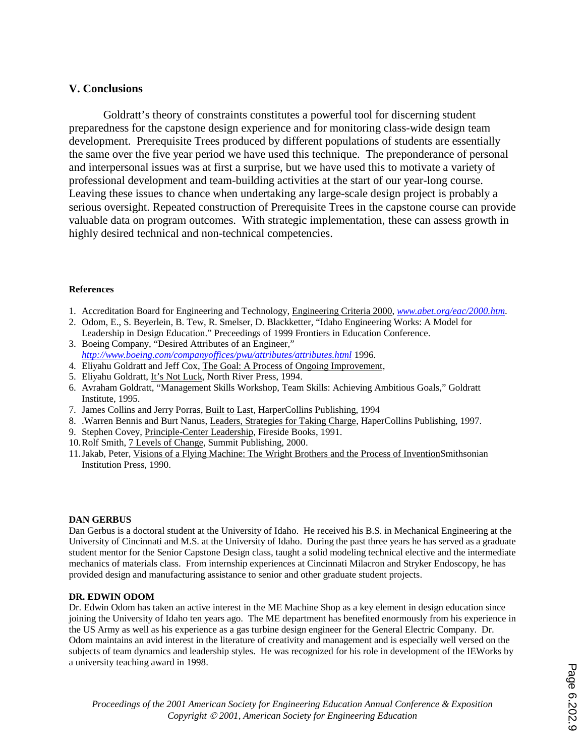## V. Conclusions

Goldratt's theory of constraints constitutes a powerful tool for discerning student preparedness for the capstone design experience and for monitoring class-wide design team development. Prerequisite Trees produced by different populations of students are essentially the same over the five year period we have used this technique. The preponderance of personal and interpersonal issues was at first a surprise, but we have used this to motivate a variety of professional development and team-building activities at the start of our year-long course. Leaving these issues to chance when undertaking any large-scale design project is probably a serious oversight. Repeated construction of Prerequisite Trees in the capstone course can provide valuable data on program outcomes. With strategic implementation, these can assess growth in highly desired technical and non-technical competencies.

**References**

1. Accreditation Board for Engineering and Technology, Engineering Criteria 2000, *www.abet.org/eac/2000.htm*.
2. Odom, E., S. Beyerlein, B. Tew, R. Smelser, D. Blackketter, "Idaho Engineering Works: A Model for Leadership in Design Education." Preceedings of 1999 Frontiers in Education Conference.
3. Boeing Company, "Desired Attributes of an Engineer," *http://www.boeing.com/companyoffices/pwu/attributes/attributes.html* 1996.
4. Eliyahu Goldratt and Jeff Cox, The Goal: A Process of Ongoing Improvement,
5. Eliyahu Goldratt, It's Not Luck, North River Press, 1994.
6. Avraham Goldratt, "Management Skills Workshop, Team Skills: Achieving Ambitious Goals," Goldratt Institute, 1995.
7. James Collins and Jerry Porras, Built to Last, HarperCollins Publishing, 1994
8. .Warren Bennis and Burt Nanus, Leaders, Strategies for Taking Charge, HaperCollins Publishing, 1997.
9. Stephen Covey, Principle-Center Leadership, Fireside Books, 1991.
10. Rolf Smith, 7 Levels of Change, Summit Publishing, 2000.
11. Jakab, Peter, Visions of a Flying Machine: The Wright Brothers and the Process of InventionSmithsonian Institution Press, 1990.

**DAN GERBUS**

Dan Gerbus is a doctoral student at the University of Idaho. He received his B.S. in Mechanical Engineering at the University of Cincinnati and M.S. at the University of Idaho. During the past three years he has served as a graduate student mentor for the Senior Capstone Design class, taught a solid modeling technical elective and the intermediate mechanics of materials class. From internship experiences at Cincinnati Milacron and Stryker Endoscopy, he has provided design and manufacturing assistance to senior and other graduate student projects.

**DR. EDWIN ODOM**

Dr. Edwin Odom has taken an active interest in the ME Machine Shop as a key element in design education since joining the University of Idaho ten years ago. The ME department has benefited enormously from his experience in the US Army as well as his experience as a gas turbine design engineer for the General Electric Company. Dr. Odom maintains an avid interest in the literature of creativity and management and is especially well versed on the subjects of team dynamics and leadership styles. He was recognized for his role in development of the IEWorks by a university teaching award in 1998.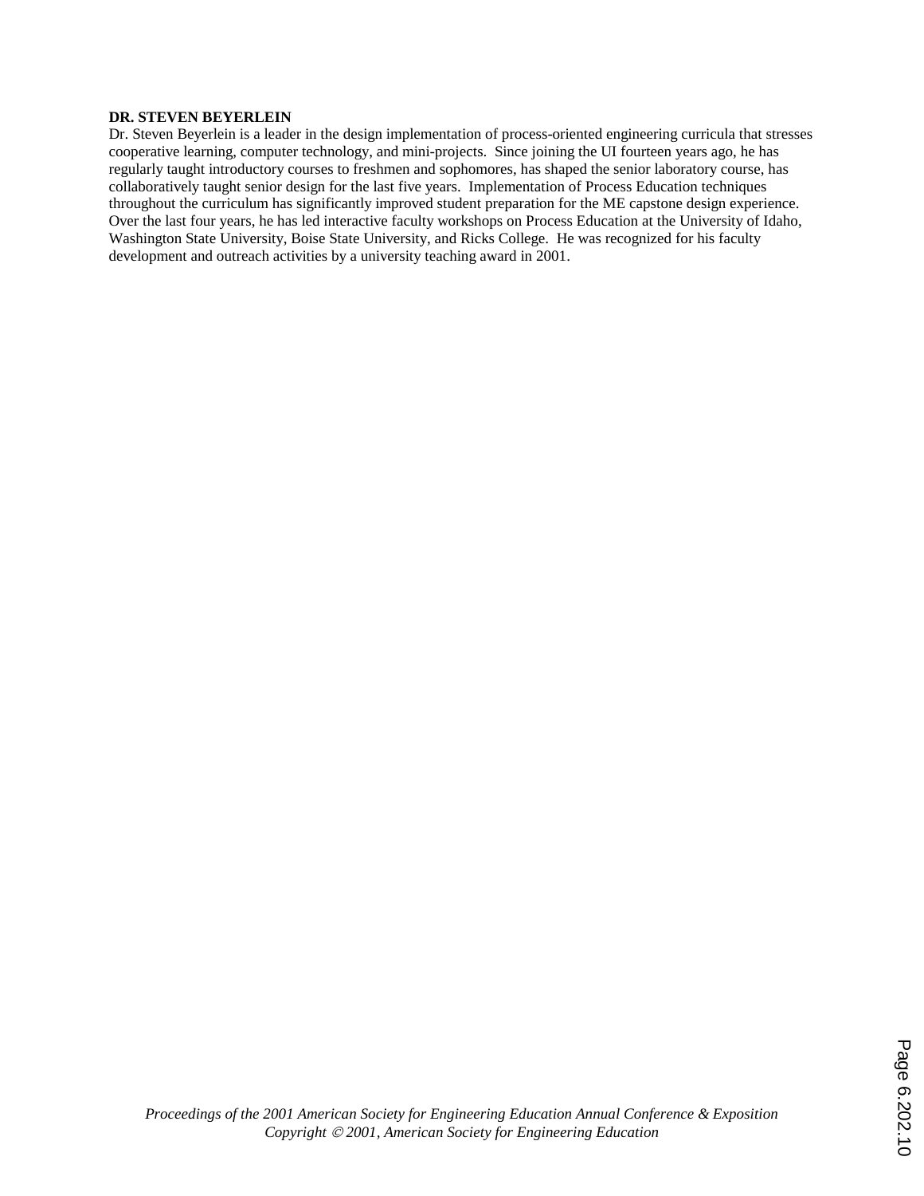**DR. STEVEN BEYERLEIN**

Dr. Steven Beyerlein is a leader in the design implementation of process-oriented engineering curricula that stresses cooperative learning, computer technology, and mini-projects. Since joining the UI fourteen years ago, he has regularly taught introductory courses to freshmen and sophomores, has shaped the senior laboratory course, has collaboratively taught senior design for the last five years. Implementation of Process Education techniques throughout the curriculum has significantly improved student preparation for the ME capstone design experience. Over the last four years, he has led interactive faculty workshops on Process Education at the University of Idaho, Washington State University, Boise State University, and Ricks College. He was recognized for his faculty development and outreach activities by a university teaching award in 2001.